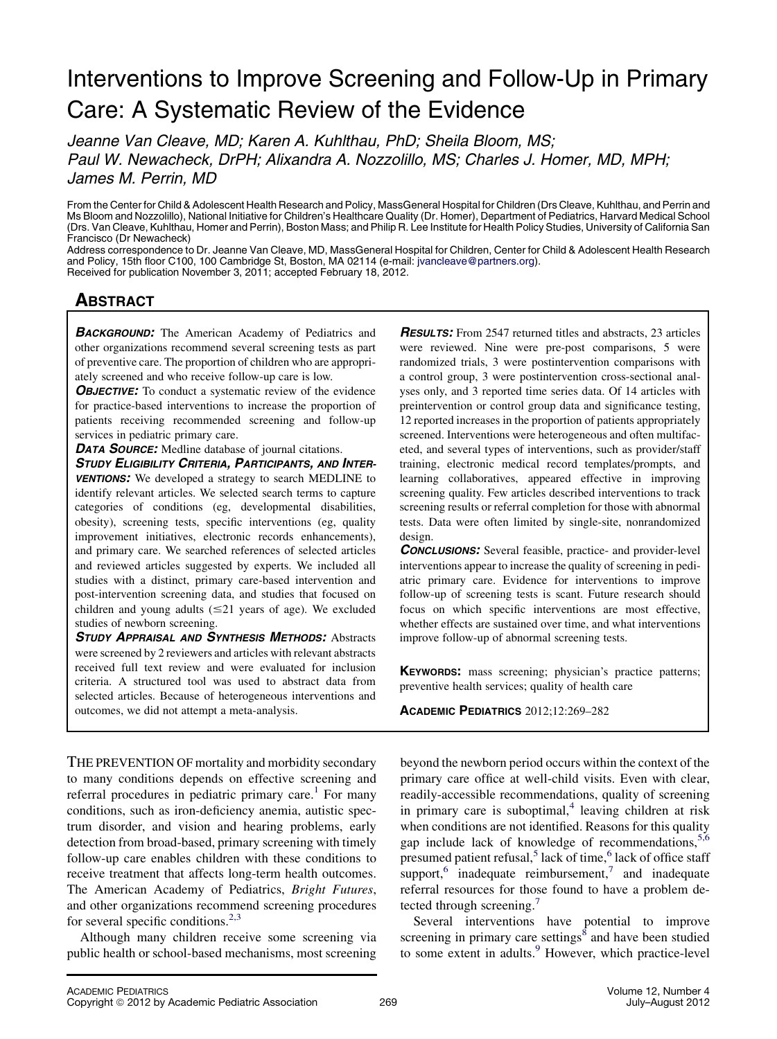# Interventions to Improve Screening and Follow-Up in Primary Care: A Systematic Review of the Evidence

*Jeanne Van Cleave, MD; Karen A. Kuhlthau, PhD; Sheila Bloom, MS; Paul W. Newacheck, DrPH; Alixandra A. Nozzolillo, MS; Charles J. Homer, MD, MPH; James M. Perrin, MD*

From the Center for Child & Adolescent Health Research and Policy, MassGeneral Hospital for Children (Drs Cleave, Kuhlthau, and Perrin and Ms Bloom and Nozzolillo), National Initiative for Children's Healthcare Quality (Dr. Homer), Department of Pediatrics, Harvard Medical School (Drs. Van Cleave, Kuhlthau, Homer and Perrin), Boston Mass; and Philip R. Lee Institute for Health Policy Studies, University of California San Francisco (Dr Newacheck)

Address correspondence to Dr. Jeanne Van Cleave, MD, MassGeneral Hospital for Children, Center for Child & Adolescent Health Research and Policy, 15th floor C100, 100 Cambridge St, Boston, MA 02114 (e-mail: jvancleave@partners.org).

Received for publication November 3, 2011; accepted February 18, 2012.

## Abstract

***Background:*** The American Academy of Pediatrics and other organizations recommend several screening tests as part of preventive care. The proportion of children who are appropriately screened and who receive follow-up care is low.

***Objective:*** To conduct a systematic review of the evidence for practice-based interventions to increase the proportion of patients receiving recommended screening and follow-up services in pediatric primary care.

***Data Source:*** Medline database of journal citations.

***Study Eligibility Criteria, Participants, and Interventions:*** We developed a strategy to search MEDLINE to identify relevant articles. We selected search terms to capture categories of conditions (eg, developmental disabilities, obesity), screening tests, specific interventions (eg, quality improvement initiatives, electronic records enhancements), and primary care. We searched references of selected articles and reviewed articles suggested by experts. We included all studies with a distinct, primary care-based intervention and post-intervention screening data, and studies that focused on children and young adults (≤21 years of age). We excluded studies of newborn screening.

***Study Appraisal and Synthesis Methods:*** Abstracts were screened by 2 reviewers and articles with relevant abstracts received full text review and were evaluated for inclusion criteria. A structured tool was used to abstract data from selected articles. Because of heterogeneous interventions and outcomes, we did not attempt a meta-analysis.

***Results:*** From 2547 returned titles and abstracts, 23 articles were reviewed. Nine were pre-post comparisons, 5 were randomized trials, 3 were postintervention comparisons with a control group, 3 were postintervention cross-sectional analyses only, and 3 reported time series data. Of 14 articles with preintervention or control group data and significance testing, 12 reported increases in the proportion of patients appropriately screened. Interventions were heterogeneous and often multifaceted, and several types of interventions, such as provider/staff training, electronic medical record templates/prompts, and learning collaboratives, appeared effective in improving screening quality. Few articles described interventions to track screening results or referral completion for those with abnormal tests. Data were often limited by single-site, nonrandomized design.

***Conclusions:*** Several feasible, practice- and provider-level interventions appear to increase the quality of screening in pediatric primary care. Evidence for interventions to improve follow-up of screening tests is scant. Future research should focus on which specific interventions are most effective, whether effects are sustained over time, and what interventions improve follow-up of abnormal screening tests.

**Keywords:** mass screening; physician's practice patterns; preventive health services; quality of health care

THE PREVENTION OF mortality and morbidity secondary to many conditions depends on effective screening and referral procedures in pediatric primary care.[1] For many conditions, such as iron-deficiency anemia, autistic spectrum disorder, and vision and hearing problems, early detection from broad-based, primary screening with timely follow-up care enables children with these conditions to receive treatment that affects long-term health outcomes. The American Academy of Pediatrics, *Bright Futures*, and other organizations recommend screening procedures for several specific conditions.[2,3]

Although many children receive some screening via public health or school-based mechanisms, most screening beyond the newborn period occurs within the context of the primary care office at well-child visits. Even with clear, readily-accessible recommendations, quality of screening in primary care is suboptimal,[4] leaving children at risk when conditions are not identified. Reasons for this quality gap include lack of knowledge of recommendations,[5,6] presumed patient refusal,[5] lack of time,[6] lack of office staff support,[6] inadequate reimbursement,[7] and inadequate referral resources for those found to have a problem detected through screening.[7]

Several interventions have potential to improve screening in primary care settings[8] and have been studied to some extent in adults.[9] However, which practice-level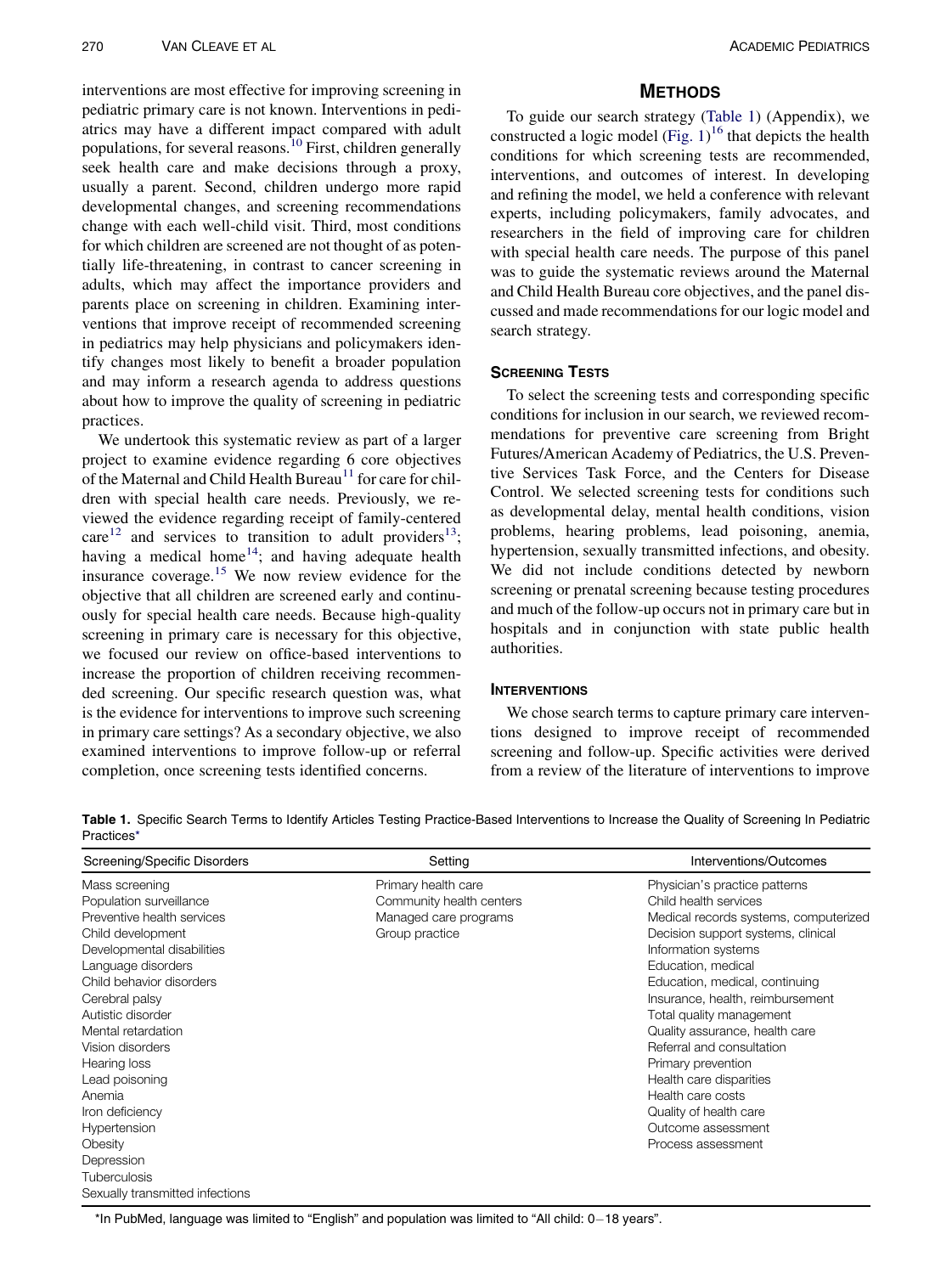interventions are most effective for improving screening in pediatric primary care is not known. Interventions in pediatrics may have a different impact compared with adult populations, for several reasons.[10] First, children generally seek health care and make decisions through a proxy, usually a parent. Second, children undergo more rapid developmental changes, and screening recommendations change with each well-child visit. Third, most conditions for which children are screened are not thought of as potentially life-threatening, in contrast to cancer screening in adults, which may affect the importance providers and parents place on screening in children. Examining interventions that improve receipt of recommended screening in pediatrics may help physicians and policymakers identify changes most likely to benefit a broader population and may inform a research agenda to address questions about how to improve the quality of screening in pediatric practices.

We undertook this systematic review as part of a larger project to examine evidence regarding 6 core objectives of the Maternal and Child Health Bureau[11] for care for children with special health care needs. Previously, we reviewed the evidence regarding receipt of family-centered care[12] and services to transition to adult providers[13]; having a medical home[14]; and having adequate health insurance coverage.[15] We now review evidence for the objective that all children are screened early and continuously for special health care needs. Because high-quality screening in primary care is necessary for this objective, we focused our review on office-based interventions to increase the proportion of children receiving recommended screening. Our specific research question was, what is the evidence for interventions to improve such screening in primary care settings? As a secondary objective, we also examined interventions to improve follow-up or referral completion, once screening tests identified concerns.

## Methods

To guide our search strategy (Table 1) (Appendix), we constructed a logic model (Fig. 1)[16] that depicts the health conditions for which screening tests are recommended, interventions, and outcomes of interest. In developing and refining the model, we held a conference with relevant experts, including policymakers, family advocates, and researchers in the field of improving care for children with special health care needs. The purpose of this panel was to guide the systematic reviews around the Maternal and Child Health Bureau core objectives, and the panel discussed and made recommendations for our logic model and search strategy.

### Screening Tests

To select the screening tests and corresponding specific conditions for inclusion in our search, we reviewed recommendations for preventive care screening from Bright Futures/American Academy of Pediatrics, the U.S. Preventive Services Task Force, and the Centers for Disease Control. We selected screening tests for conditions such as developmental delay, mental health conditions, vision problems, hearing problems, lead poisoning, anemia, hypertension, sexually transmitted infections, and obesity. We did not include conditions detected by newborn screening or prenatal screening because testing procedures and much of the follow-up occurs not in primary care but in hospitals and in conjunction with state public health authorities.

### Interventions

We chose search terms to capture primary care interventions designed to improve receipt of recommended screening and follow-up. Specific activities were derived from a review of the literature of interventions to improve

**Table 1.** Specific Search Terms to Identify Articles Testing Practice-Based Interventions to Increase the Quality of Screening In Pediatric Practices*

| Screening/Specific Disorders | Setting | Interventions/Outcomes |
|---|---|---|
| Mass screening | Primary health care | Physician's practice patterns |
| Population surveillance | Community health centers | Child health services |
| Preventive health services | Managed care programs | Medical records systems, computerized |
| Child development | Group practice | Decision support systems, clinical |
| Developmental disabilities | | Information systems |
| Language disorders | | Education, medical |
| Child behavior disorders | | Education, medical, continuing |
| Cerebral palsy | | Insurance, health, reimbursement |
| Autistic disorder | | Total quality management |
| Mental retardation | | Quality assurance, health care |
| Vision disorders | | Referral and consultation |
| Hearing loss | | Primary prevention |
| Lead poisoning | | Health care disparities |
| Anemia | | Health care costs |
| Iron deficiency | | Quality of health care |
| Hypertension | | Outcome assessment |
| Obesity | | Process assessment |
| Depression | | |
| Tuberculosis | | |
| Sexually transmitted infections | | |

*In PubMed, language was limited to "English" and population was limited to "All child: 0−18 years".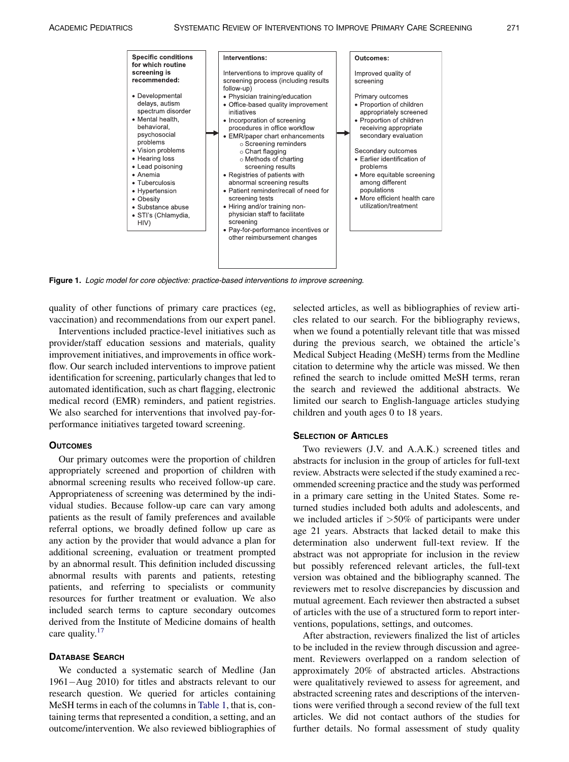**Specific conditions for which routine screening is recommended:**

- Developmental delays, autism spectrum disorder
- Mental health, behavioral, psychosocial problems
- Vision problems
- Hearing loss
- Lead poisoning
- Anemia
- Tuberculosis
- Hypertension
- Obesity
- Substance abuse
- STI's (Chlamydia, HIV)

**Interventions:**

Interventions to improve quality of screening process (including results follow-up)

- Physician training/education
- Office-based quality improvement initiatives
- Incorporation of screening procedures in office workflow
- EMR/paper chart enhancements
  - Screening reminders
  - Chart flagging
  - Methods of charting screening results
- Registries of patients with abnormal screening results
- Patient reminder/recall of need for screening tests
- Hiring and/or training non-physician staff to facilitate screening
- Pay-for-performance incentives or other reimbursement changes

**Outcomes:**

Improved quality of screening

Primary outcomes

- Proportion of children appropriately screened
- Proportion of children receiving appropriate secondary evaluation

Secondary outcomes

- Earlier identification of problems
- More equitable screening among different populations
- More efficient health care utilization/treatment

**Figure 1.** *Logic model for core objective: practice-based interventions to improve screening.*

quality of other functions of primary care practices (eg, vaccination) and recommendations from our expert panel.

Interventions included practice-level initiatives such as provider/staff education sessions and materials, quality improvement initiatives, and improvements in office workflow. Our search included interventions to improve patient identification for screening, particularly changes that led to automated identification, such as chart flagging, electronic medical record (EMR) reminders, and patient registries. We also searched for interventions that involved pay-for-performance initiatives targeted toward screening.

## Outcomes

Our primary outcomes were the proportion of children appropriately screened and proportion of children with abnormal screening results who received follow-up care. Appropriateness of screening was determined by the individual studies. Because follow-up care can vary among patients as the result of family preferences and available referral options, we broadly defined follow up care as any action by the provider that would advance a plan for additional screening, evaluation or treatment prompted by an abnormal result. This definition included discussing abnormal results with parents and patients, retesting patients, and referring to specialists or community resources for further treatment or evaluation. We also included search terms to capture secondary outcomes derived from the Institute of Medicine domains of health care quality.[17]

## Database Search

We conducted a systematic search of Medline (Jan 1961–Aug 2010) for titles and abstracts relevant to our research question. We queried for articles containing MeSH terms in each of the columns in Table 1, that is, containing terms that represented a condition, a setting, and an outcome/intervention. We also reviewed bibliographies of selected articles, as well as bibliographies of review articles related to our search. For the bibliography reviews, when we found a potentially relevant title that was missed during the previous search, we obtained the article's Medical Subject Heading (MeSH) terms from the Medline citation to determine why the article was missed. We then refined the search to include omitted MeSH terms, reran the search and reviewed the additional abstracts. We limited our search to English-language articles studying children and youth ages 0 to 18 years.

## Selection of Articles

Two reviewers (J.V. and A.A.K.) screened titles and abstracts for inclusion in the group of articles for full-text review. Abstracts were selected if the study examined a recommended screening practice and the study was performed in a primary care setting in the United States. Some returned studies included both adults and adolescents, and we included articles if >50% of participants were under age 21 years. Abstracts that lacked detail to make this determination also underwent full-text review. If the abstract was not appropriate for inclusion in the review but possibly referenced relevant articles, the full-text version was obtained and the bibliography scanned. The reviewers met to resolve discrepancies by discussion and mutual agreement. Each reviewer then abstracted a subset of articles with the use of a structured form to report interventions, populations, settings, and outcomes.

After abstraction, reviewers finalized the list of articles to be included in the review through discussion and agreement. Reviewers overlapped on a random selection of approximately 20% of abstracted articles. Abstractions were qualitatively reviewed to assess for agreement, and abstracted screening rates and descriptions of the interventions were verified through a second review of the full text articles. We did not contact authors of the studies for further details. No formal assessment of study quality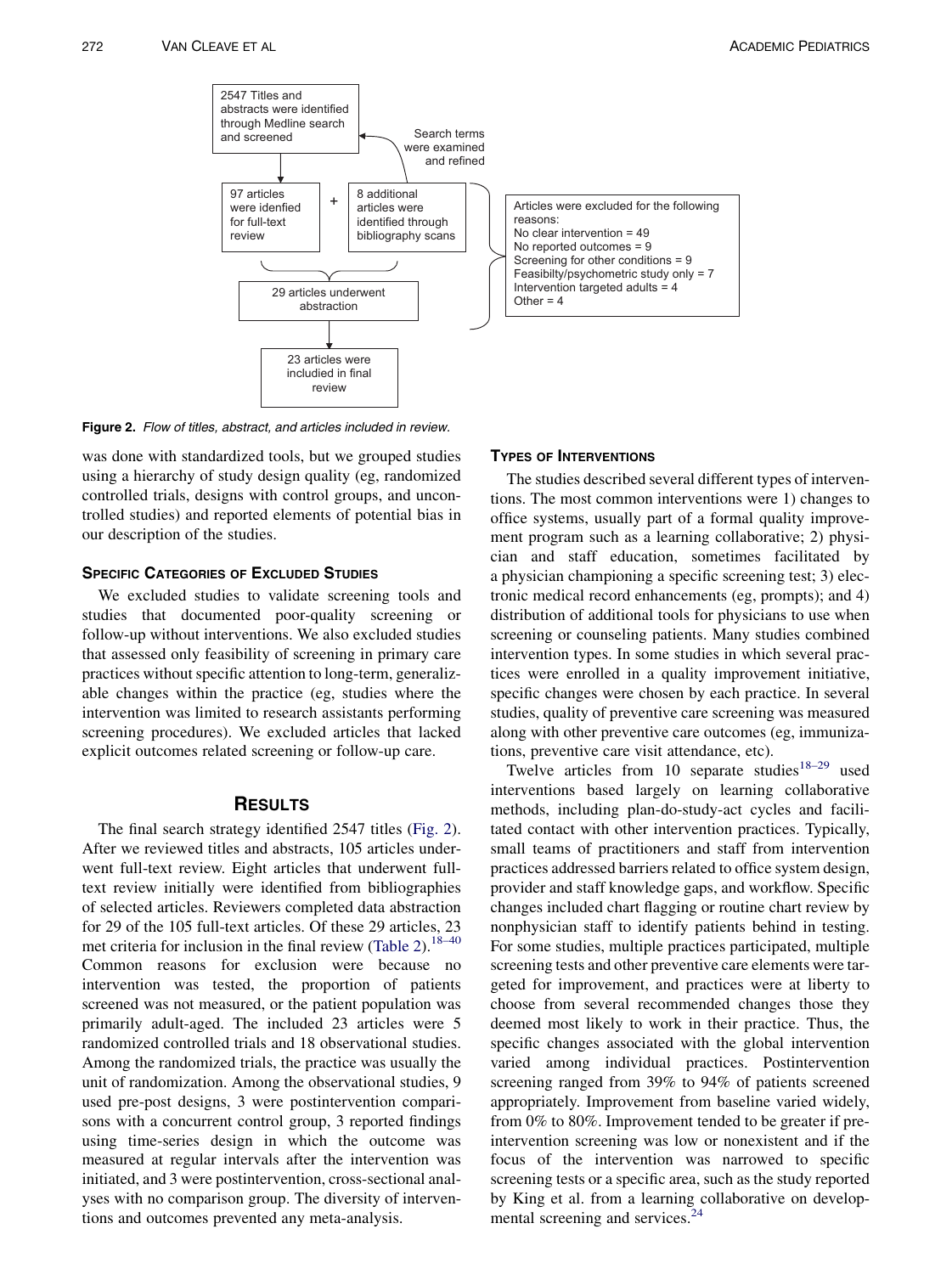2547 Titles and abstracts were identified through Medline search and screened

Search terms were examined and refined

97 articles were idenfied for full-text review

+

8 additional articles were identified through bibliography scans

Articles were excluded for the following reasons:
No clear intervention = 49
No reported outcomes = 9
Screening for other conditions = 9
Feasibilty/psychometric study only = 7
Intervention targeted adults = 4
Other = 4

29 articles underwent abstraction

23 articles were includied in final review

**Figure 2.** *Flow of titles, abstract, and articles included in review.*

was done with standardized tools, but we grouped studies using a hierarchy of study design quality (eg, randomized controlled trials, designs with control groups, and uncontrolled studies) and reported elements of potential bias in our description of the studies.

### Specific Categories of Excluded Studies

We excluded studies to validate screening tools and studies that documented poor-quality screening or follow-up without interventions. We also excluded studies that assessed only feasibility of screening in primary care practices without specific attention to long-term, generalizable changes within the practice (eg, studies where the intervention was limited to research assistants performing screening procedures). We excluded articles that lacked explicit outcomes related screening or follow-up care.

## Results

The final search strategy identified 2547 titles (Fig. 2). After we reviewed titles and abstracts, 105 articles underwent full-text review. Eight articles that underwent full-text review initially were identified from bibliographies of selected articles. Reviewers completed data abstraction for 29 of the 105 full-text articles. Of these 29 articles, 23 met criteria for inclusion in the final review (Table 2).[18–40] Common reasons for exclusion were because no intervention was tested, the proportion of patients screened was not measured, or the patient population was primarily adult-aged. The included 23 articles were 5 randomized controlled trials and 18 observational studies. Among the randomized trials, the practice was usually the unit of randomization. Among the observational studies, 9 used pre-post designs, 3 were postintervention comparisons with a concurrent control group, 3 reported findings using time-series design in which the outcome was measured at regular intervals after the intervention was initiated, and 3 were postintervention, cross-sectional analyses with no comparison group. The diversity of interventions and outcomes prevented any meta-analysis.

### Types of Interventions

The studies described several different types of interventions. The most common interventions were 1) changes to office systems, usually part of a formal quality improvement program such as a learning collaborative; 2) physician and staff education, sometimes facilitated by a physician championing a specific screening test; 3) electronic medical record enhancements (eg, prompts); and 4) distribution of additional tools for physicians to use when screening or counseling patients. Many studies combined intervention types. In some studies in which several practices were enrolled in a quality improvement initiative, specific changes were chosen by each practice. In several studies, quality of preventive care screening was measured along with other preventive care outcomes (eg, immunizations, preventive care visit attendance, etc).

Twelve articles from 10 separate studies[18–29] used interventions based largely on learning collaborative methods, including plan-do-study-act cycles and facilitated contact with other intervention practices. Typically, small teams of practitioners and staff from intervention practices addressed barriers related to office system design, provider and staff knowledge gaps, and workflow. Specific changes included chart flagging or routine chart review by nonphysician staff to identify patients behind in testing. For some studies, multiple practices participated, multiple screening tests and other preventive care elements were targeted for improvement, and practices were at liberty to choose from several recommended changes those they deemed most likely to work in their practice. Thus, the specific changes associated with the global intervention varied among individual practices. Postintervention screening ranged from 39% to 94% of patients screened appropriately. Improvement from baseline varied widely, from 0% to 80%. Improvement tended to be greater if preintervention screening was low or nonexistent and if the focus of the intervention was narrowed to specific screening tests or a specific area, such as the study reported by King et al. from a learning collaborative on developmental screening and services.[24]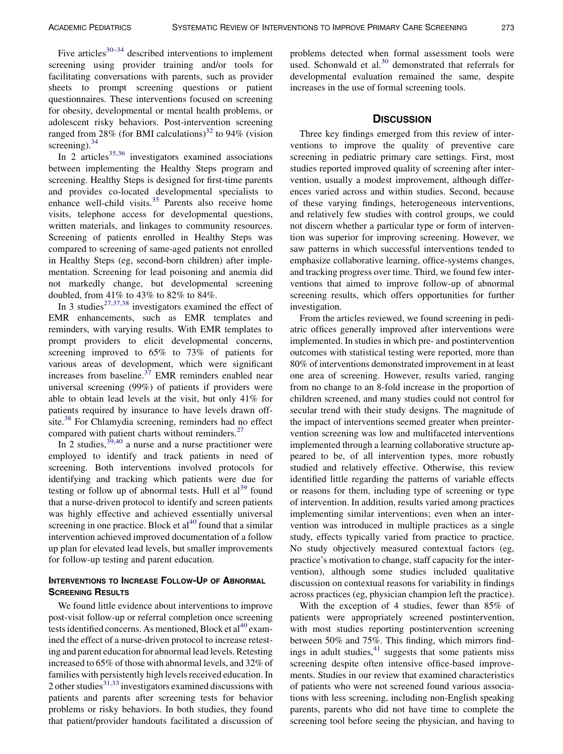Five articles[30–34] described interventions to implement screening using provider training and/or tools for facilitating conversations with parents, such as provider sheets to prompt screening questions or patient questionnaires. These interventions focused on screening for obesity, developmental or mental health problems, or adolescent risky behaviors. Post-intervention screening ranged from 28% (for BMI calculations)[32] to 94% (vision screening).[34]

In 2 articles[35,36] investigators examined associations between implementing the Healthy Steps program and screening. Healthy Steps is designed for first-time parents and provides co-located developmental specialists to enhance well-child visits.[35] Parents also receive home visits, telephone access for developmental questions, written materials, and linkages to community resources. Screening of patients enrolled in Healthy Steps was compared to screening of same-aged patients not enrolled in Healthy Steps (eg, second-born children) after implementation. Screening for lead poisoning and anemia did not markedly change, but developmental screening doubled, from 41% to 43% to 82% to 84%.

In 3 studies[27,37,38] investigators examined the effect of EMR enhancements, such as EMR templates and reminders, with varying results. With EMR templates to prompt providers to elicit developmental concerns, screening improved to 65% to 73% of patients for various areas of development, which were significant increases from baseline.[37] EMR reminders enabled near universal screening (99%) of patients if providers were able to obtain lead levels at the visit, but only 41% for patients required by insurance to have levels drawn off-site.[38] For Chlamydia screening, reminders had no effect compared with patient charts without reminders.[27]

In 2 studies,[39,40] a nurse and a nurse practitioner were employed to identify and track patients in need of screening. Both interventions involved protocols for identifying and tracking which patients were due for testing or follow up of abnormal tests. Hull et al[39] found that a nurse-driven protocol to identify and screen patients was highly effective and achieved essentially universal screening in one practice. Block et al[40] found that a similar intervention achieved improved documentation of a follow up plan for elevated lead levels, but smaller improvements for follow-up testing and parent education.

### Interventions to Increase Follow-Up of Abnormal Screening Results

We found little evidence about interventions to improve post-visit follow-up or referral completion once screening tests identified concerns. As mentioned, Block et al[40] examined the effect of a nurse-driven protocol to increase retesting and parent education for abnormal lead levels. Retesting increased to 65% of those with abnormal levels, and 32% of families with persistently high levels received education. In 2 other studies[31,33] investigators examined discussions with patients and parents after screening tests for behavior problems or risky behaviors. In both studies, they found that patient/provider handouts facilitated a discussion of problems detected when formal assessment tools were used. Schonwald et al.[30] demonstrated that referrals for developmental evaluation remained the same, despite increases in the use of formal screening tools.

## Discussion

Three key findings emerged from this review of interventions to improve the quality of preventive care screening in pediatric primary care settings. First, most studies reported improved quality of screening after intervention, usually a modest improvement, although differences varied across and within studies. Second, because of these varying findings, heterogeneous interventions, and relatively few studies with control groups, we could not discern whether a particular type or form of intervention was superior for improving screening. However, we saw patterns in which successful interventions tended to emphasize collaborative learning, office-systems changes, and tracking progress over time. Third, we found few interventions that aimed to improve follow-up of abnormal screening results, which offers opportunities for further investigation.

From the articles reviewed, we found screening in pediatric offices generally improved after interventions were implemented. In studies in which pre- and postintervention outcomes with statistical testing were reported, more than 80% of interventions demonstrated improvement in at least one area of screening. However, results varied, ranging from no change to an 8-fold increase in the proportion of children screened, and many studies could not control for secular trend with their study designs. The magnitude of the impact of interventions seemed greater when preintervention screening was low and multifaceted interventions implemented through a learning collaborative structure appeared to be, of all intervention types, more robustly studied and relatively effective. Otherwise, this review identified little regarding the patterns of variable effects or reasons for them, including type of screening or type of intervention. In addition, results varied among practices implementing similar interventions; even when an intervention was introduced in multiple practices as a single study, effects typically varied from practice to practice. No study objectively measured contextual factors (eg, practice's motivation to change, staff capacity for the intervention), although some studies included qualitative discussion on contextual reasons for variability in findings across practices (eg, physician champion left the practice).

With the exception of 4 studies, fewer than 85% of patients were appropriately screened postintervention, with most studies reporting postintervention screening between 50% and 75%. This finding, which mirrors findings in adult studies,[41] suggests that some patients miss screening despite often intensive office-based improvements. Studies in our review that examined characteristics of patients who were not screened found various associations with less screening, including non-English speaking parents, parents who did not have time to complete the screening tool before seeing the physician, and having to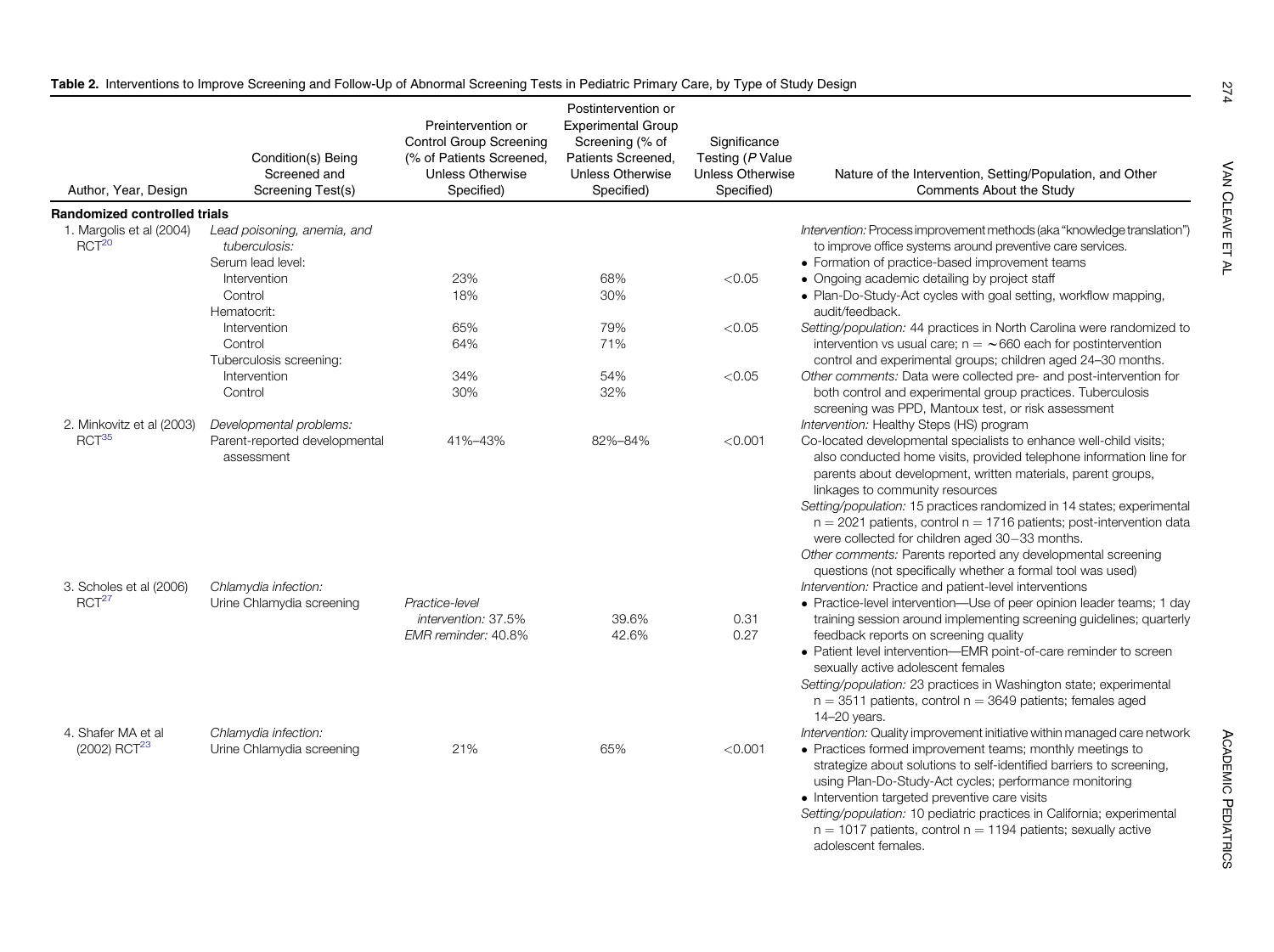**Table 2.** Interventions to Improve Screening and Follow-Up of Abnormal Screening Tests in Pediatric Primary Care, by Type of Study Design

| Author, Year, Design | Condition(s) Being Screened and Screening Test(s) | Preintervention or Control Group Screening (% of Patients Screened, Unless Otherwise Specified) | Postintervention or Experimental Group Screening (% of Patients Screened, Unless Otherwise Specified) | Significance Testing (P Value Unless Otherwise Specified) | Nature of the Intervention, Setting/Population, and Other Comments About the Study |
|---|---|---|---|---|---|
| **Randomized controlled trials** | | | | | |
| 1. Margolis et al (2004) RCT[20] | *Lead poisoning, anemia, and tuberculosis:* | | | | *Intervention:* Process improvement methods (aka "knowledge translation") to improve office systems around preventive care services. • Formation of practice-based improvement teams • Ongoing academic detailing by project staff • Plan-Do-Study-Act cycles with goal setting, workflow mapping, audit/feedback. *Setting/population:* 44 practices in North Carolina were randomized to intervention vs usual care; n = ~660 each for postintervention control and experimental groups; children aged 24–30 months. *Other comments:* Data were collected pre- and post-intervention for both control and experimental group practices. Tuberculosis screening was PPD, Mantoux test, or risk assessment |
| | Serum lead level: | | | | |
| | Intervention | 23% | 68% | <0.05 | |
| | Control | 18% | 30% | | |
| | Hematocrit: | | | | |
| | Intervention | 65% | 79% | <0.05 | |
| | Control | 64% | 71% | | |
| | Tuberculosis screening: | | | | |
| | Intervention | 34% | 54% | <0.05 | |
| | Control | 30% | 32% | | |
| 2. Minkovitz et al (2003) RCT[35] | *Developmental problems:* Parent-reported developmental assessment | 41%–43% | 82%–84% | <0.001 | *Intervention:* Healthy Steps (HS) program Co-located developmental specialists to enhance well-child visits; also conducted home visits, provided telephone information line for parents about development, written materials, parent groups, linkages to community resources *Setting/population:* 15 practices randomized in 14 states; experimental n = 2021 patients, control n = 1716 patients; post-intervention data were collected for children aged 30−33 months. *Other comments:* Parents reported any developmental screening questions (not specifically whether a formal tool was used) |
| 3. Scholes et al (2006) RCT[27] | *Chlamydia infection:* Urine Chlamydia screening | *Practice-level intervention:* 37.5% | 39.6% | 0.31 | *Intervention:* Practice and patient-level interventions • Practice-level intervention—Use of peer opinion leader teams; 1 day training session around implementing screening guidelines; quarterly feedback reports on screening quality • Patient level intervention—EMR point-of-care reminder to screen sexually active adolescent females *Setting/population:* 23 practices in Washington state; experimental n = 3511 patients, control n = 3649 patients; females aged 14–20 years. |
| | | *EMR reminder:* 40.8% | 42.6% | 0.27 | |
| 4. Shafer MA et al (2002) RCT[23] | *Chlamydia infection:* Urine Chlamydia screening | 21% | 65% | <0.001 | *Intervention:* Quality improvement initiative within managed care network • Practices formed improvement teams; monthly meetings to strategize about solutions to self-identified barriers to screening, using Plan-Do-Study-Act cycles; performance monitoring • Intervention targeted preventive care visits *Setting/population:* 10 pediatric practices in California; experimental n = 1017 patients, control n = 1194 patients; sexually active adolescent females. |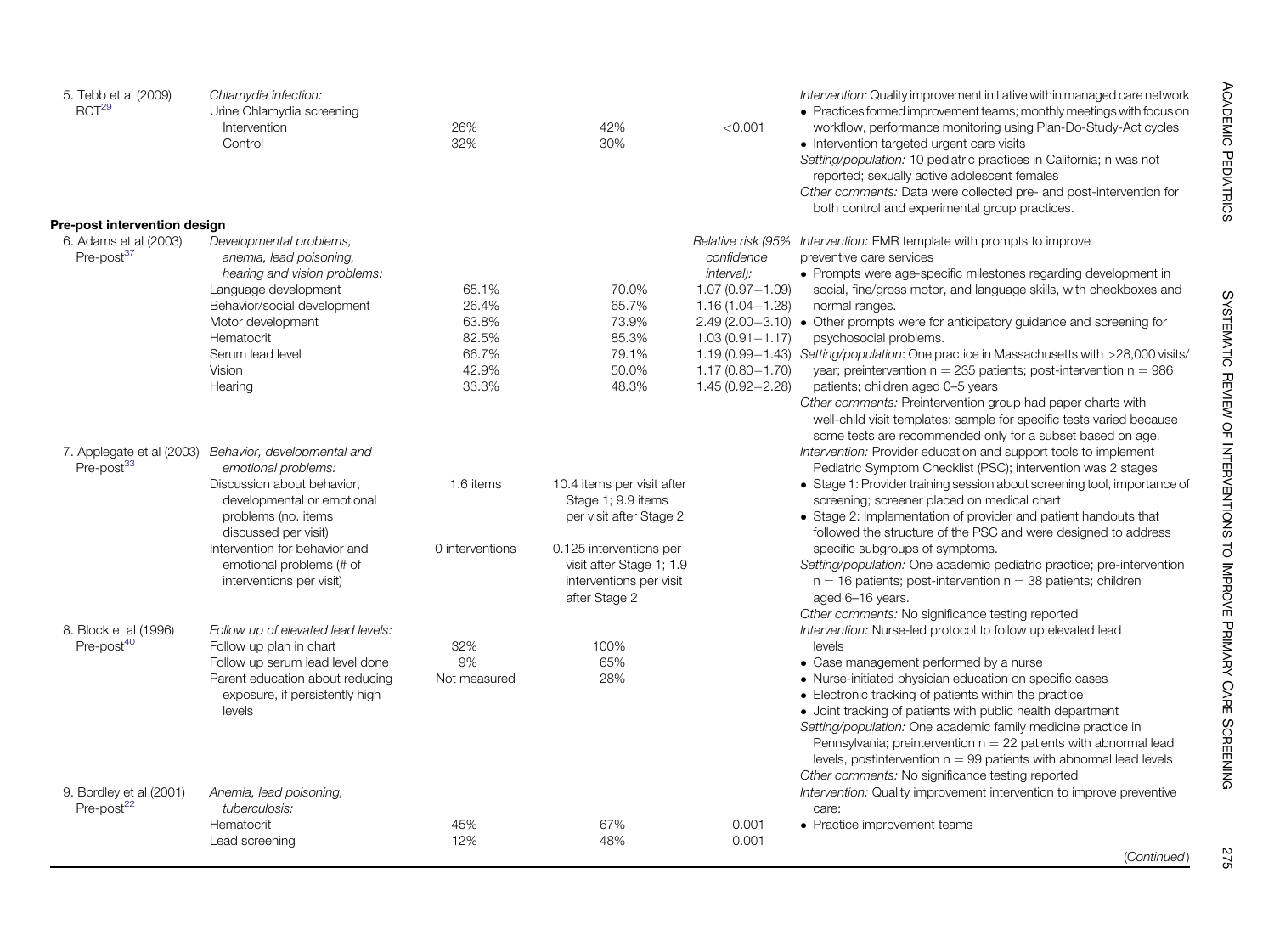| Study | Outcome | Pre/Control | Post/Intervention | P value / RR | Intervention details |
|---|---|---|---|---|---|
| 5. Tebb et al (2009) RCT[29] | *Chlamydia infection:* Urine Chlamydia screening | | | | *Intervention:* Quality improvement initiative within managed care network • Practices formed improvement teams; monthly meetings with focus on workflow, performance monitoring using Plan-Do-Study-Act cycles • Intervention targeted urgent care visits *Setting/population:* 10 pediatric practices in California; n was not reported; sexually active adolescent females *Other comments:* Data were collected pre- and post-intervention for both control and experimental group practices. |
| | Intervention | 26% | 42% | <0.001 | |
| | Control | 32% | 30% | | |
| **Pre-post intervention design** | | | | | |
| 6. Adams et al (2003) Pre-post[37] | *Developmental problems, anemia, lead poisoning, hearing and vision problems:* | | | *Relative risk (95% confidence interval):* | *Intervention:* EMR template with prompts to improve preventive care services • Prompts were age-specific milestones regarding development in social, fine/gross motor, and language skills, with checkboxes and normal ranges. • Other prompts were for anticipatory guidance and screening for psychosocial problems. *Setting/population*: One practice in Massachusetts with >28,000 visits/year; preintervention n = 235 patients; post-intervention n = 986 patients; children aged 0–5 years *Other comments:* Preintervention group had paper charts with well-child visit templates; sample for specific tests varied because some tests are recommended only for a subset based on age. |
| | Language development | 65.1% | 70.0% | 1.07 (0.97−1.09) | |
| | Behavior/social development | 26.4% | 65.7% | 1.16 (1.04−1.28) | |
| | Motor development | 63.8% | 73.9% | 2.49 (2.00−3.10) | |
| | Hematocrit | 82.5% | 85.3% | 1.03 (0.91−1.17) | |
| | Serum lead level | 66.7% | 79.1% | 1.19 (0.99−1.43) | |
| | Vision | 42.9% | 50.0% | 1.17 (0.80−1.70) | |
| | Hearing | 33.3% | 48.3% | 1.45 (0.92−2.28) | |
| 7. Applegate et al (2003) Pre-post[33] | *Behavior, developmental and emotional problems:* | | | | *Intervention:* Provider education and support tools to implement Pediatric Symptom Checklist (PSC); intervention was 2 stages • Stage 1: Provider training session about screening tool, importance of screening; screener placed on medical chart • Stage 2: Implementation of provider and patient handouts that followed the structure of the PSC and were designed to address specific subgroups of symptoms. *Setting/population:* One academic pediatric practice; pre-intervention n = 16 patients; post-intervention n = 38 patients; children aged 6–16 years. *Other comments:* No significance testing reported |
| | Discussion about behavior, developmental or emotional problems (no. items discussed per visit) | 1.6 items | 10.4 items per visit after Stage 1; 9.9 items per visit after Stage 2 | | |
| | Intervention for behavior and emotional problems (# of interventions per visit) | 0 interventions | 0.125 interventions per visit after Stage 1; 1.9 interventions per visit after Stage 2 | | |
| 8. Block et al (1996) Pre-post[40] | *Follow up of elevated lead levels:* | | | | *Intervention:* Nurse-led protocol to follow up elevated lead levels • Case management performed by a nurse • Nurse-initiated physician education on specific cases • Electronic tracking of patients within the practice • Joint tracking of patients with public health department *Setting/population:* One academic family medicine practice in Pennsylvania; preintervention n = 22 patients with abnormal lead levels, postintervention n = 99 patients with abnormal lead levels *Other comments:* No significance testing reported |
| | Follow up plan in chart | 32% | 100% | | |
| | Follow up serum lead level done | 9% | 65% | | |
| | Parent education about reducing exposure, if persistently high levels | Not measured | 28% | | |
| 9. Bordley et al (2001) Pre-post[22] | *Anemia, lead poisoning, tuberculosis:* | | | | *Intervention:* Quality improvement intervention to improve preventive care: • Practice improvement teams |
| | Hematocrit | 45% | 67% | 0.001 | |
| | Lead screening | 12% | 48% | 0.001 | |

(*Continued*)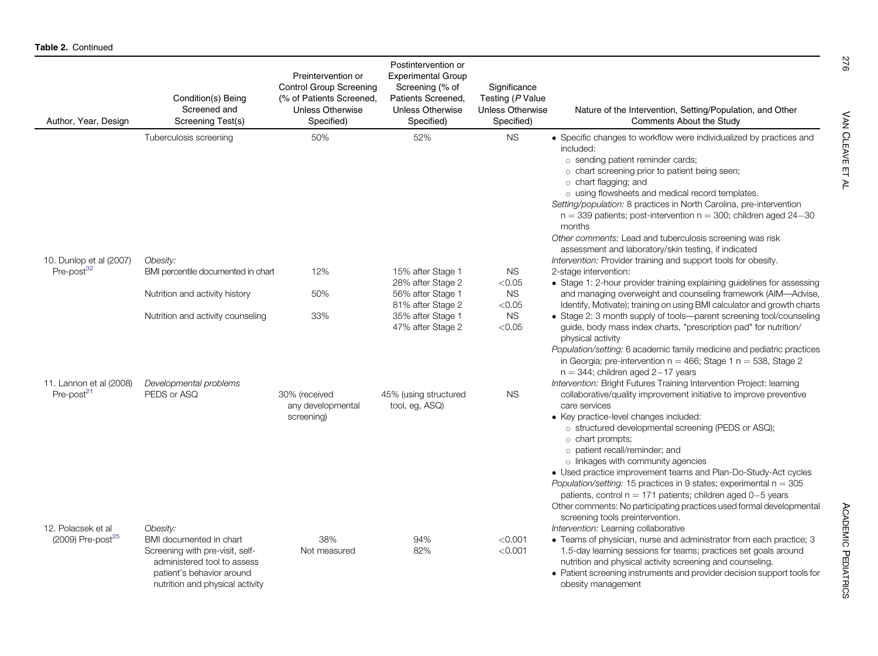**Table 2.** Continued

| Author, Year, Design | Condition(s) Being Screened and Screening Test(s) | Preintervention or Control Group Screening (% of Patients Screened, Unless Otherwise Specified) | Postintervention or Experimental Group Screening (% of Patients Screened, Unless Otherwise Specified) | Significance Testing (*P* Value Unless Otherwise Specified) | Nature of the Intervention, Setting/Population, and Other Comments About the Study |
|---|---|---|---|---|---|
| | Tuberculosis screening | 50% | 52% | NS | • Specific changes to workflow were individualized by practices and included: ○ sending patient reminder cards; ○ chart screening prior to patient being seen; ○ chart flagging; and ○ using flowsheets and medical record templates. *Setting/population:* 8 practices in North Carolina, pre-intervention n = 339 patients; post-intervention n = 300; children aged 24−30 months *Other comments:* Lead and tuberculosis screening was risk assessment and laboratory/skin testing, if indicated |
| 10. Dunlop et al (2007) Pre-post[32] | *Obesity:* | | | | *Intervention:* Provider training and support tools for obesity. 2-stage intervention: • Stage 1: 2-hour provider training explaining guidelines for assessing and managing overweight and counseling framework (AIM—Advise, Identify, Motivate); training on using BMI calculator and growth charts • Stage 2: 3 month supply of tools—parent screening tool/counseling guide, body mass index charts, "prescription pad" for nutrition/physical activity *Population/setting:* 6 academic family medicine and pediatric practices in Georgia; pre-intervention n = 466; Stage 1 n = 538, Stage 2 n = 344; children aged 2−17 years |
| | BMI percentile documented in chart | 12% | 15% after Stage 1<br>28% after Stage 2 | NS<br><0.05 | |
| | Nutrition and activity history | 50% | 56% after Stage 1<br>81% after Stage 2 | NS<br><0.05 | |
| | Nutrition and activity counseling | 33% | 35% after Stage 1<br>47% after Stage 2 | NS<br><0.05 | |
| 11. Lannon et al (2008) Pre-post[21] | *Developmental problems* PEDS or ASQ | 30% (received any developmental screening) | 45% (using structured tool, eg, ASQ) | NS | *Intervention:* Bright Futures Training Intervention Project: learning collaborative/quality improvement initiative to improve preventive care services • Key practice-level changes included: ○ structured developmental screening (PEDS or ASQ); ○ chart prompts; ○ patient recall/reminder; and ○ linkages with community agencies • Used practice improvement teams and Plan-Do-Study-Act cycles *Population/setting:* 15 practices in 9 states; experimental n = 305 patients, control n = 171 patients; children aged 0−5 years Other comments: No participating practices used formal developmental screening tools preintervention. |
| 12. Polacsek et al (2009) Pre-post[25] | *Obesity:* | | | | *Intervention:* Learning collaborative • Teams of physician, nurse and administrator from each practice; 3 1.5-day learning sessions for teams; practices set goals around nutrition and physical activity screening and counseling. • Patient screening instruments and provider decision support tools for obesity management |
| | BMI documented in chart | 38% | 94% | <0.001 | |
| | Screening with pre-visit, self-administered tool to assess patient's behavior around nutrition and physical activity | Not measured | 82% | <0.001 | |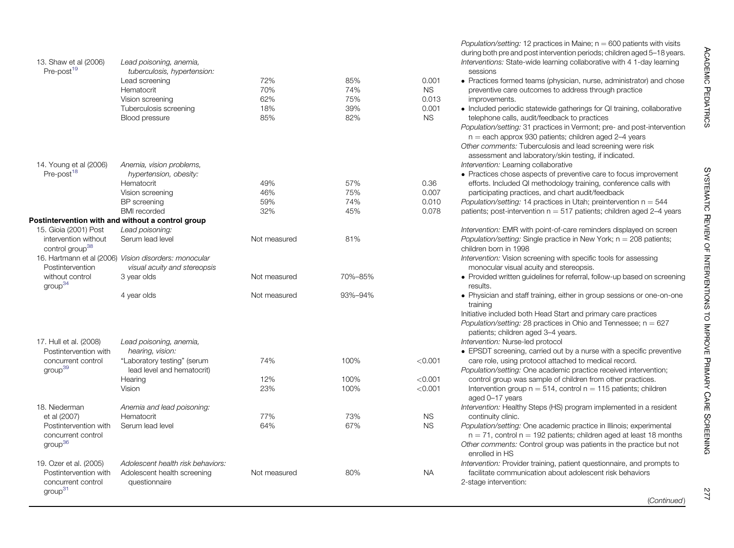| | | | | | |
|---|---|---|---|---|---|
| | | | | | *Population/setting:* 12 practices in Maine; n = 600 patients with visits during both pre and post intervention periods; children aged 5–18 years. |
| 13. Shaw et al (2006) Pre-post[19] | *Lead poisoning, anemia, tuberculosis, hypertension:* | | | | *Interventions:* State-wide learning collaborative with 4 1-day learning sessions • Practices formed teams (physician, nurse, administrator) and chose preventive care outcomes to address through practice improvements. • Included periodic statewide gatherings for QI training, collaborative telephone calls, audit/feedback to practices *Population/setting:* 31 practices in Vermont; pre- and post-intervention n = each approx 930 patients; children aged 2–4 years *Other comments:* Tuberculosis and lead screening were risk assessment and laboratory/skin testing, if indicated. |
| | Lead screening | 72% | 85% | 0.001 | |
| | Hematocrit | 70% | 74% | NS | |
| | Vision screening | 62% | 75% | 0.013 | |
| | Tuberculosis screening | 18% | 39% | 0.001 | |
| | Blood pressure | 85% | 82% | NS | |
| 14. Young et al (2006) Pre-post[18] | *Anemia, vision problems, hypertension, obesity:* | | | | *Intervention:* Learning collaborative • Practices chose aspects of preventive care to focus improvement efforts. Included QI methodology training, conference calls with participating practices, and chart audit/feedback *Population/setting:* 14 practices in Utah; preintervention n = 544 patients; post-intervention n = 517 patients; children aged 2–4 years |
| | Hematocrit | 49% | 57% | 0.36 | |
| | Vision screening | 46% | 75% | 0.007 | |
| | BP screening | 59% | 74% | 0.010 | |
| | BMI recorded | 32% | 45% | 0.078 | |
| **Postintervention with and without a control group** | | | | | |
| 15. Gioia (2001) Post intervention without control group[38] | *Lead poisoning:* Serum lead level | Not measured | 81% | | *Intervention:* EMR with point-of-care reminders displayed on screen *Population/setting:* Single practice in New York; n = 208 patients; children born in 1998 |
| 16. Hartmann et al (2006) Postintervention without control group[34] | *Vision disorders: monocular visual acuity and stereopsis* | | | | *Intervention:* Vision screening with specific tools for assessing monocular visual acuity and stereopsis. • Provided written guidelines for referral, follow-up based on screening results. • Physician and staff training, either in group sessions or one-on-one training Initiative included both Head Start and primary care practices *Population/setting:* 28 practices in Ohio and Tennessee; n = 627 patients; children aged 3–4 years. |
| | 3 year olds | Not measured | 70%–85% | | |
| | 4 year olds | Not measured | 93%–94% | | |
| 17. Hull et al. (2008) Postintervention with concurrent control group[39] | *Lead poisoning, anemia, hearing, vision:* | | | | *Intervention:* Nurse-led protocol • EPSDT screening, carried out by a nurse with a specific preventive care role, using protocol attached to medical record. *Population/setting:* One academic practice received intervention; control group was sample of children from other practices. Intervention group n = 514, control n = 115 patients; children aged 0–17 years |
| | "Laboratory testing" (serum lead level and hematocrit) | 74% | 100% | <0.001 | |
| | Hearing | 12% | 100% | <0.001 | |
| | Vision | 23% | 100% | <0.001 | |
| 18. Niederman et al (2007) Postintervention with concurrent control group[36] | *Anemia and lead poisoning:* | | | | *Intervention:* Healthy Steps (HS) program implemented in a resident continuity clinic. *Population/setting:* One academic practice in Illinois; experimental n = 71, control n = 192 patients; children aged at least 18 months *Other comments:* Control group was patients in the practice but not enrolled in HS |
| | Hematocrit | 77% | 73% | NS | |
| | Serum lead level | 64% | 67% | NS | |
| 19. Ozer et al. (2005) Postintervention with concurrent control group[31] | *Adolescent health risk behaviors:* Adolescent health screening questionnaire | Not measured | 80% | NA | *Intervention:* Provider training, patient questionnaire, and prompts to facilitate communication about adolescent risk behaviors 2-stage intervention: |

(*Continued*)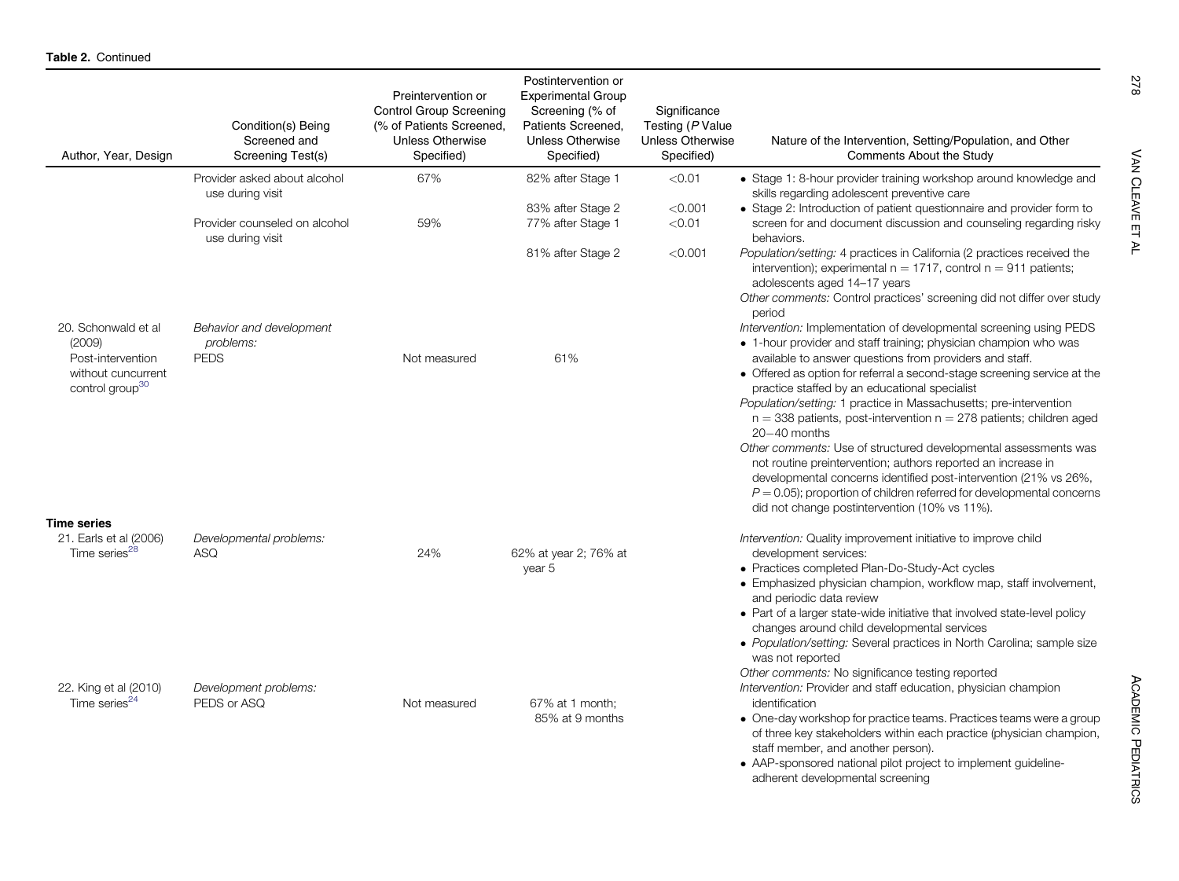**Table 2.** Continued

| Author, Year, Design | Condition(s) Being Screened and Screening Test(s) | Preintervention or Control Group Screening (% of Patients Screened, Unless Otherwise Specified) | Postintervention or Experimental Group Screening (% of Patients Screened, Unless Otherwise Specified) | Significance Testing (*P* Value Unless Otherwise Specified) | Nature of the Intervention, Setting/Population, and Other Comments About the Study |
|---|---|---|---|---|---|
| | Provider asked about alcohol use during visit | 67% | 82% after Stage 1 | <0.01 | • Stage 1: 8-hour provider training workshop around knowledge and skills regarding adolescent preventive care |
| | | | 83% after Stage 2 | <0.001 | • Stage 2: Introduction of patient questionnaire and provider form to screen for and document discussion and counseling regarding risky behaviors. |
| | Provider counseled on alcohol use during visit | 59% | 77% after Stage 1 | <0.01 | |
| | | | 81% after Stage 2 | <0.001 | *Population/setting:* 4 practices in California (2 practices received the intervention); experimental n = 1717, control n = 911 patients; adolescents aged 14–17 years<br>*Other comments:* Control practices' screening did not differ over study period |
| 20. Schonwald et al (2009)<br>Post-intervention without cuncurrent control group[30] | *Behavior and development problems:*<br>PEDS | Not measured | 61% | | *Intervention:* Implementation of developmental screening using PEDS<br>• 1-hour provider and staff training; physician champion who was available to answer questions from providers and staff.<br>• Offered as option for referral a second-stage screening service at the practice staffed by an educational specialist<br>*Population/setting:* 1 practice in Massachusetts; pre-intervention n = 338 patients, post-intervention n = 278 patients; children aged 20−40 months<br>*Other comments:* Use of structured developmental assessments was not routine preintervention; authors reported an increase in developmental concerns identified post-intervention (21% vs 26%, $P = 0.05$); proportion of children referred for developmental concerns did not change postintervention (10% vs 11%). |
| **Time series** | | | | | |
| 21. Earls et al (2006)<br>Time series[28] | *Developmental problems:*<br>ASQ | 24% | 62% at year 2; 76% at year 5 | | *Intervention:* Quality improvement initiative to improve child development services:<br>• Practices completed Plan-Do-Study-Act cycles<br>• Emphasized physician champion, workflow map, staff involvement, and periodic data review<br>• Part of a larger state-wide initiative that involved state-level policy changes around child developmental services<br>• *Population/setting:* Several practices in North Carolina; sample size was not reported<br>*Other comments:* No significance testing reported |
| 22. King et al (2010)<br>Time series[24] | *Development problems:*<br>PEDS or ASQ | Not measured | 67% at 1 month; 85% at 9 months | | *Intervention:* Provider and staff education, physician champion identification<br>• One-day workshop for practice teams. Practices teams were a group of three key stakeholders within each practice (physician champion, staff member, and another person).<br>• AAP-sponsored national pilot project to implement guideline-adherent developmental screening |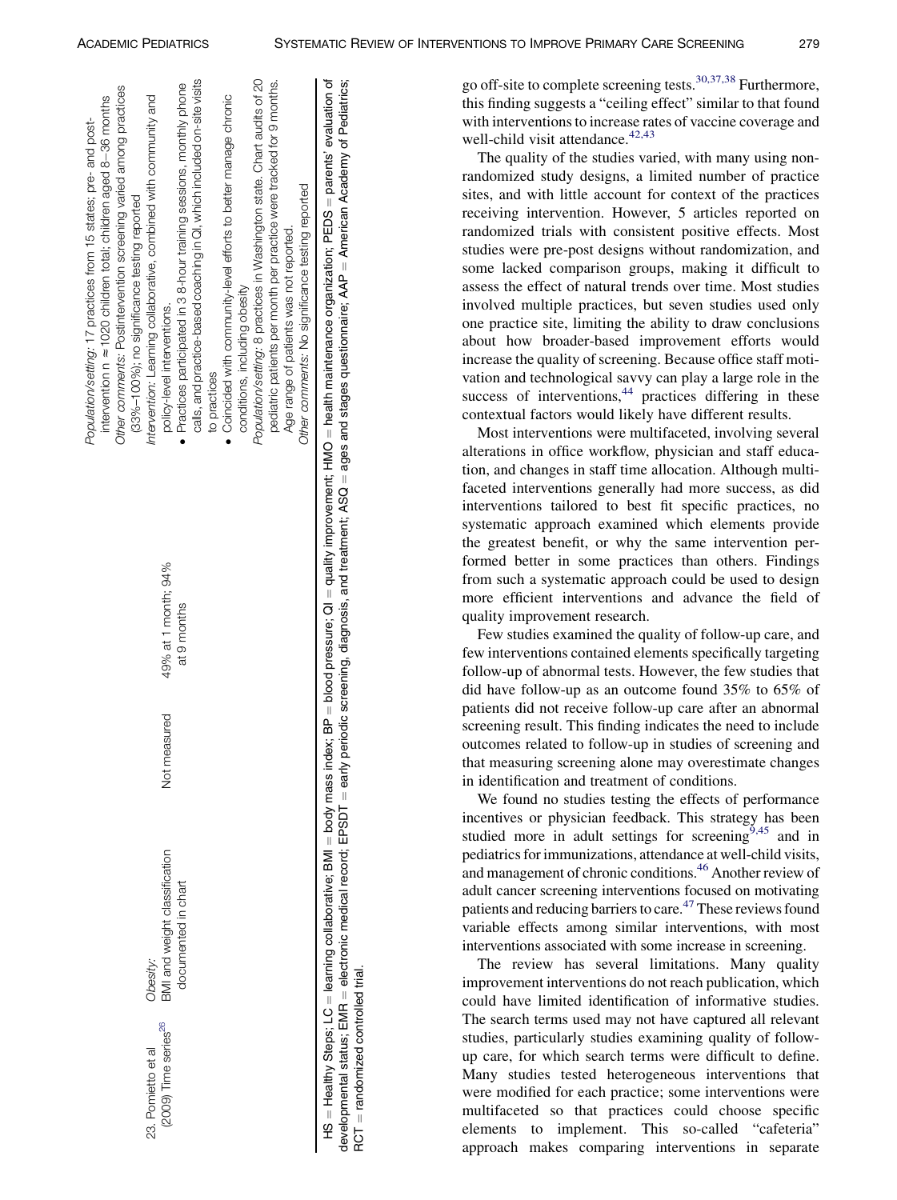| | | | | |
|---|---|---|---|---|
| 23. Pomietto et al (2009) Time series[26] | *Obesity:* BMI and weight classification documented in chart | Not measured | 49% at 1 month; 94% at 9 months | *Population/setting:* 17 practices from 15 states; pre- and post-intervention n ≈1020 children total; children aged 8–36 months<br>*Other comments:* Postintervention screening varied among practices (33%–100%); no significance testing reported<br>*Intervention:* Learning collaborative, combined with community and policy-level interventions.<br>• Practices participated in 3 8-hour training sessions, monthly phone calls, and practice-based coaching in QI, which included on-site visits to practices<br>• Coincided with community-level efforts to better manage chronic conditions, including obesity<br>*Population/setting:* 8 practices in Washington state. Chart audits of 20 pediatric patients per month per practice were tracked for 9 months. Age range of patients was not reported.<br>*Other comments:* No significance testing reported |

HS = Healthy Steps; LC = learning collaborative; BMI = body mass index; BP = blood pressure; QI = quality improvement; HMO = health maintenance organization; PEDS = parents' evaluation of developmental status; EMR = electronic medical record; EPSDT = early periodic screening, diagnosis, and treatment; ASQ = ages and stages questionnaire; AAP = American Academy of Pediatrics; RCT = randomized controlled trial.

go off-site to complete screening tests.[30,37,38] Furthermore, this finding suggests a "ceiling effect" similar to that found with interventions to increase rates of vaccine coverage and well-child visit attendance.[42,43]

The quality of the studies varied, with many using non-randomized study designs, a limited number of practice sites, and with little account for context of the practices receiving intervention. However, 5 articles reported on randomized trials with consistent positive effects. Most studies were pre-post designs without randomization, and some lacked comparison groups, making it difficult to assess the effect of natural trends over time. Most studies involved multiple practices, but seven studies used only one practice site, limiting the ability to draw conclusions about how broader-based improvement efforts would increase the quality of screening. Because office staff motivation and technological savvy can play a large role in the success of interventions,[44] practices differing in these contextual factors would likely have different results.

Most interventions were multifaceted, involving several alterations in office workflow, physician and staff education, and changes in staff time allocation. Although multifaceted interventions generally had more success, as did interventions tailored to best fit specific practices, no systematic approach examined which elements provide the greatest benefit, or why the same intervention performed better in some practices than others. Findings from such a systematic approach could be used to design more efficient interventions and advance the field of quality improvement research.

Few studies examined the quality of follow-up care, and few interventions contained elements specifically targeting follow-up of abnormal tests. However, the few studies that did have follow-up as an outcome found 35% to 65% of patients did not receive follow-up care after an abnormal screening result. This finding indicates the need to include outcomes related to follow-up in studies of screening and that measuring screening alone may overestimate changes in identification and treatment of conditions.

We found no studies testing the effects of performance incentives or physician feedback. This strategy has been studied more in adult settings for screening[9,45] and in pediatrics for immunizations, attendance at well-child visits, and management of chronic conditions.[46] Another review of adult cancer screening interventions focused on motivating patients and reducing barriers to care.[47] These reviews found variable effects among similar interventions, with most interventions associated with some increase in screening.

The review has several limitations. Many quality improvement interventions do not reach publication, which could have limited identification of informative studies. The search terms used may not have captured all relevant studies, particularly studies examining quality of follow-up care, for which search terms were difficult to define. Many studies tested heterogeneous interventions that were modified for each practice; some interventions were multifaceted so that practices could choose specific elements to implement. This so-called "cafeteria" approach makes comparing interventions in separate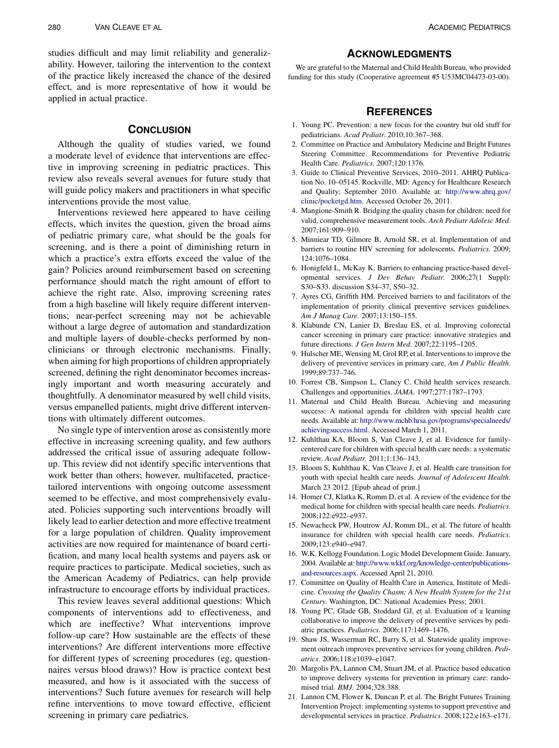studies difficult and may limit reliability and generalizability. However, tailoring the intervention to the context of the practice likely increased the chance of the desired effect, and is more representative of how it would be applied in actual practice.

## Conclusion

Although the quality of studies varied, we found a moderate level of evidence that interventions are effective in improving screening in pediatric practices. This review also reveals several avenues for future study that will guide policy makers and practitioners in what specific interventions provide the most value.

Interventions reviewed here appeared to have ceiling effects, which invites the question, given the broad aims of pediatric primary care, what should be the goals for screening, and is there a point of diminishing return in which a practice's extra efforts exceed the value of the gain? Policies around reimbursement based on screening performance should match the right amount of effort to achieve the right rate. Also, improving screening rates from a high baseline will likely require different interventions; near-perfect screening may not be achievable without a large degree of automation and standardization and multiple layers of double-checks performed by non-clinicians or through electronic mechanisms. Finally, when aiming for high proportions of children appropriately screened, defining the right denominator becomes increasingly important and worth measuring accurately and thoughtfully. A denominator measured by well child visits, versus empanelled patients, might drive different interventions with ultimately different outcomes.

No single type of intervention arose as consistently more effective in increasing screening quality, and few authors addressed the critical issue of assuring adequate follow-up. This review did not identify specific interventions that work better than others; however, multifaceted, practice-tailored interventions with ongoing outcome assessment seemed to be effective, and most comprehensively evaluated. Policies supporting such interventions broadly will likely lead to earlier detection and more effective treatment for a large population of children. Quality improvement activities are now required for maintenance of board certification, and many local health systems and payers ask or require practices to participate. Medical societies, such as the American Academy of Pediatrics, can help provide infrastructure to encourage efforts by individual practices.

This review leaves several additional questions: Which components of interventions add to effectiveness, and which are ineffective? What interventions improve follow-up care? How sustainable are the effects of these interventions? Are different interventions more effective for different types of screening procedures (eg, questionnaires versus blood draws)? How is practice context best measured, and how is it associated with the success of interventions? Such future avenues for research will help refine interventions to move toward effective, efficient screening in primary care pediatrics.

## Acknowledgments

We are grateful to the Maternal and Child Health Bureau, who provided funding for this study (Cooperative agreement #5 U53MC04473-03-00).

## References

1. Young PC. Prevention: a new focus for the country but old stuff for pediatricians. *Acad Pediatr*. 2010;10:367–368.
2. Committee on Practice and Ambulatory Medicine and Bright Futures Steering Committee. Recommendations for Preventive Pediatric Health Care. *Pediatrics*. 2007;120:1376.
3. Guide to Clinical Preventive Services, 2010–2011. AHRQ Publication No. 10–05145. Rockville, MD: Agency for Healthcare Research and Quality; September 2010. Available at: http://www.ahrq.gov/clinic/pocketgd.htm. Accessed October 26, 2011.
4. Mangione-Smith R. Bridging the quality chasm for children: need for valid, comprehensive measurement tools. *Arch Pediatr Adolesc Med*. 2007;161:909–910.
5. Minniear TD, Gilmore B, Arnold SR, et al. Implementation of and barriers to routine HIV screening for adolescents. *Pediatrics*. 2009; 124:1076–1084.
6. Honigfeld L, McKay K. Barriers to enhancing practice-based developmental services. *J Dev Behav Pediatr*. 2006;27(1 Suppl): S30–S33. discussion S34–37, S50–32.
7. Ayres CG, Griffith HM. Perceived barriers to and facilitators of the implementation of priority clinical preventive services guidelines. *Am J Manag Care*. 2007;13:150–155.
8. Klabunde CN, Lanier D, Breslau ES, et al. Improving colorectal cancer screening in primary care practice: innovative strategies and future directions. *J Gen Intern Med*. 2007;22:1195–1205.
9. Hulscher ME, Wensing M, Grol RP, et al. Interventions to improve the delivery of preventive services in primary care. *Am J Public Health*. 1999;89:737–746.
10. Forrest CB, Simpson L, Clancy C. Child health services research. Challenges and opportunities. *JAMA*. 1997;277:1787–1793.
11. Maternal and Child Health Bureau. Achieving and measuring success: A national agenda for children with special health care needs. Available at: http://www.mchb.hrsa.gov/programs/specialneeds/achievingsuccess.html. Accessed March 1, 2011.
12. Kuhlthau KA, Bloom S, Van Cleave J, et al. Evidence for family-centered care for children with special health care needs: a systematic review. *Acad Pediatr*. 2011;1:136–143.
13. Bloom S, Kuhlthau K, Van Cleave J, et al. Health care transition for youth with special health care needs. *Journal of Adolescent Health*. March 23 2012. [Epub ahead of print.]
14. Homer CJ, Klatka K, Romm D, et al. A review of the evidence for the medical home for children with special health care needs. *Pediatrics*. 2008;122:e922–e937.
15. Newacheck PW, Houtrow AJ, Romm DL, et al. The future of health insurance for children with special health care needs. *Pediatrics*. 2009;123:e940–e947.
16. W.K. Kellogg Foundation. Logic Model Development Guide. January, 2004. Available at: http://www.wkkf.org/knowledge-center/publications-and-resources.aspx. Accessed April 21, 2010.
17. Committee on Quality of Health Care in America, Institute of Medicine. *Crossing the Quality Chasm: A New Health System for the 21st Century*. Washington, DC: National Academies Press; 2001.
18. Young PC, Glade GB, Stoddard GJ, et al. Evaluation of a learning collaborative to improve the delivery of preventive services by pediatric practices. *Pediatrics*. 2006;117:1469–1476.
19. Shaw JS, Wasserman RC, Barry S, et al. Statewide quality improvement outreach improves preventive services for young children. *Pediatrics*. 2006;118:e1039–e1047.
20. Margolis PA, Lannon CM, Stuart JM, et al. Practice based education to improve delivery systems for prevention in primary care: randomised trial. *BMJ*. 2004;328:388.
21. Lannon CM, Flower K, Duncan P, et al. The Bright Futures Training Intervention Project: implementing systems to support preventive and developmental services in practice. *Pediatrics*. 2008;122:e163–e171.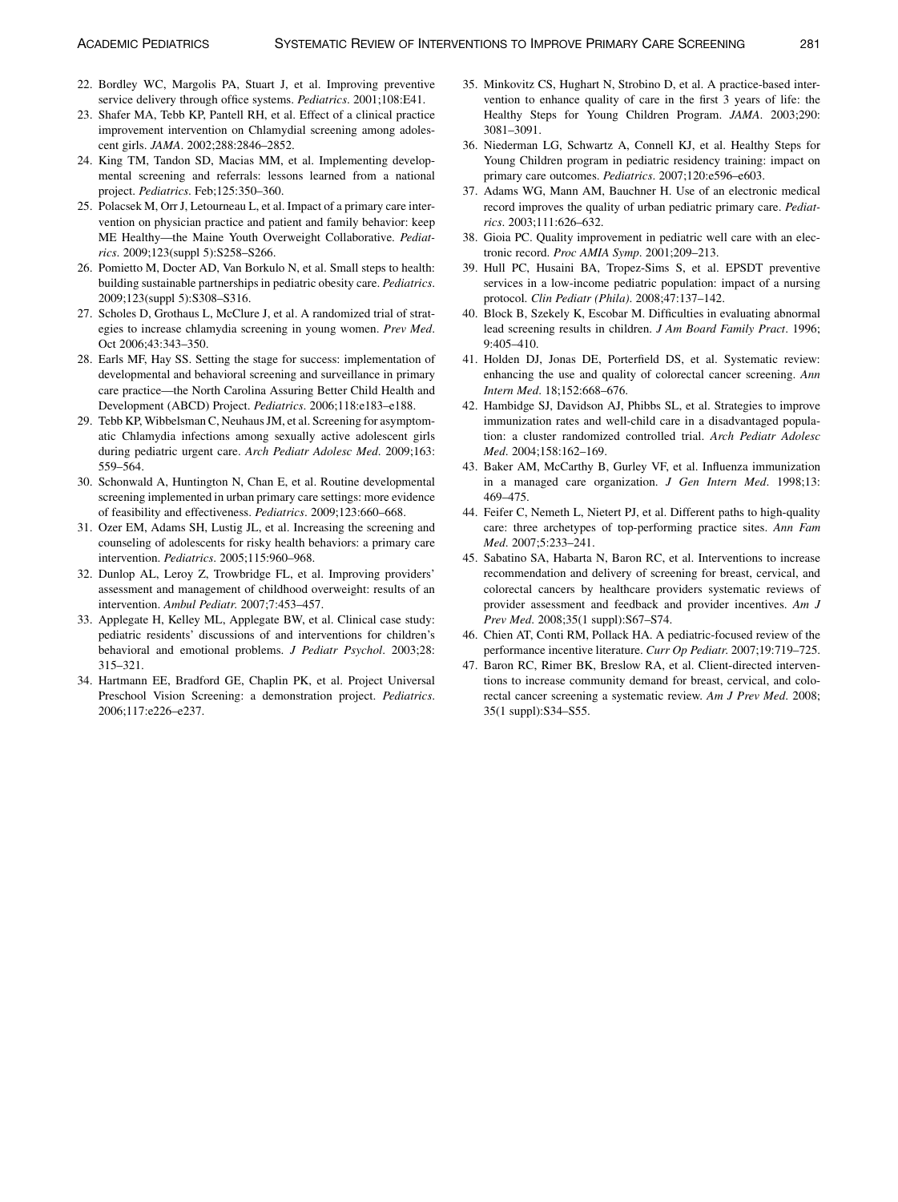22. Bordley WC, Margolis PA, Stuart J, et al. Improving preventive service delivery through office systems. *Pediatrics*. 2001;108:E41.
23. Shafer MA, Tebb KP, Pantell RH, et al. Effect of a clinical practice improvement intervention on Chlamydial screening among adolescent girls. *JAMA*. 2002;288:2846–2852.
24. King TM, Tandon SD, Macias MM, et al. Implementing developmental screening and referrals: lessons learned from a national project. *Pediatrics*. Feb;125:350–360.
25. Polacsek M, Orr J, Letourneau L, et al. Impact of a primary care intervention on physician practice and patient and family behavior: keep ME Healthy—the Maine Youth Overweight Collaborative. *Pediatrics*. 2009;123(suppl 5):S258–S266.
26. Pomietto M, Docter AD, Van Borkulo N, et al. Small steps to health: building sustainable partnerships in pediatric obesity care. *Pediatrics*. 2009;123(suppl 5):S308–S316.
27. Scholes D, Grothaus L, McClure J, et al. A randomized trial of strategies to increase chlamydia screening in young women. *Prev Med*. Oct 2006;43:343–350.
28. Earls MF, Hay SS. Setting the stage for success: implementation of developmental and behavioral screening and surveillance in primary care practice—the North Carolina Assuring Better Child Health and Development (ABCD) Project. *Pediatrics*. 2006;118:e183–e188.
29. Tebb KP, Wibbelsman C, Neuhaus JM, et al. Screening for asymptomatic Chlamydia infections among sexually active adolescent girls during pediatric urgent care. *Arch Pediatr Adolesc Med*. 2009;163: 559–564.
30. Schonwald A, Huntington N, Chan E, et al. Routine developmental screening implemented in urban primary care settings: more evidence of feasibility and effectiveness. *Pediatrics*. 2009;123:660–668.
31. Ozer EM, Adams SH, Lustig JL, et al. Increasing the screening and counseling of adolescents for risky health behaviors: a primary care intervention. *Pediatrics*. 2005;115:960–968.
32. Dunlop AL, Leroy Z, Trowbridge FL, et al. Improving providers' assessment and management of childhood overweight: results of an intervention. *Ambul Pediatr*. 2007;7:453–457.
33. Applegate H, Kelley ML, Applegate BW, et al. Clinical case study: pediatric residents' discussions of and interventions for children's behavioral and emotional problems. *J Pediatr Psychol*. 2003;28: 315–321.
34. Hartmann EE, Bradford GE, Chaplin PK, et al. Project Universal Preschool Vision Screening: a demonstration project. *Pediatrics*. 2006;117:e226–e237.
35. Minkovitz CS, Hughart N, Strobino D, et al. A practice-based intervention to enhance quality of care in the first 3 years of life: the Healthy Steps for Young Children Program. *JAMA*. 2003;290: 3081–3091.
36. Niederman LG, Schwartz A, Connell KJ, et al. Healthy Steps for Young Children program in pediatric residency training: impact on primary care outcomes. *Pediatrics*. 2007;120:e596–e603.
37. Adams WG, Mann AM, Bauchner H. Use of an electronic medical record improves the quality of urban pediatric primary care. *Pediatrics*. 2003;111:626–632.
38. Gioia PC. Quality improvement in pediatric well care with an electronic record. *Proc AMIA Symp*. 2001;209–213.
39. Hull PC, Husaini BA, Tropez-Sims S, et al. EPSDT preventive services in a low-income pediatric population: impact of a nursing protocol. *Clin Pediatr (Phila)*. 2008;47:137–142.
40. Block B, Szekely K, Escobar M. Difficulties in evaluating abnormal lead screening results in children. *J Am Board Family Pract*. 1996; 9:405–410.
41. Holden DJ, Jonas DE, Porterfield DS, et al. Systematic review: enhancing the use and quality of colorectal cancer screening. *Ann Intern Med*. 18;152:668–676.
42. Hambidge SJ, Davidson AJ, Phibbs SL, et al. Strategies to improve immunization rates and well-child care in a disadvantaged population: a cluster randomized controlled trial. *Arch Pediatr Adolesc Med*. 2004;158:162–169.
43. Baker AM, McCarthy B, Gurley VF, et al. Influenza immunization in a managed care organization. *J Gen Intern Med*. 1998;13: 469–475.
44. Feifer C, Nemeth L, Nietert PJ, et al. Different paths to high-quality care: three archetypes of top-performing practice sites. *Ann Fam Med*. 2007;5:233–241.
45. Sabatino SA, Habarta N, Baron RC, et al. Interventions to increase recommendation and delivery of screening for breast, cervical, and colorectal cancers by healthcare providers systematic reviews of provider assessment and feedback and provider incentives. *Am J Prev Med*. 2008;35(1 suppl):S67–S74.
46. Chien AT, Conti RM, Pollack HA. A pediatric-focused review of the performance incentive literature. *Curr Op Pediatr*. 2007;19:719–725.
47. Baron RC, Rimer BK, Breslow RA, et al. Client-directed interventions to increase community demand for breast, cervical, and colorectal cancer screening a systematic review. *Am J Prev Med*. 2008; 35(1 suppl):S34–S55.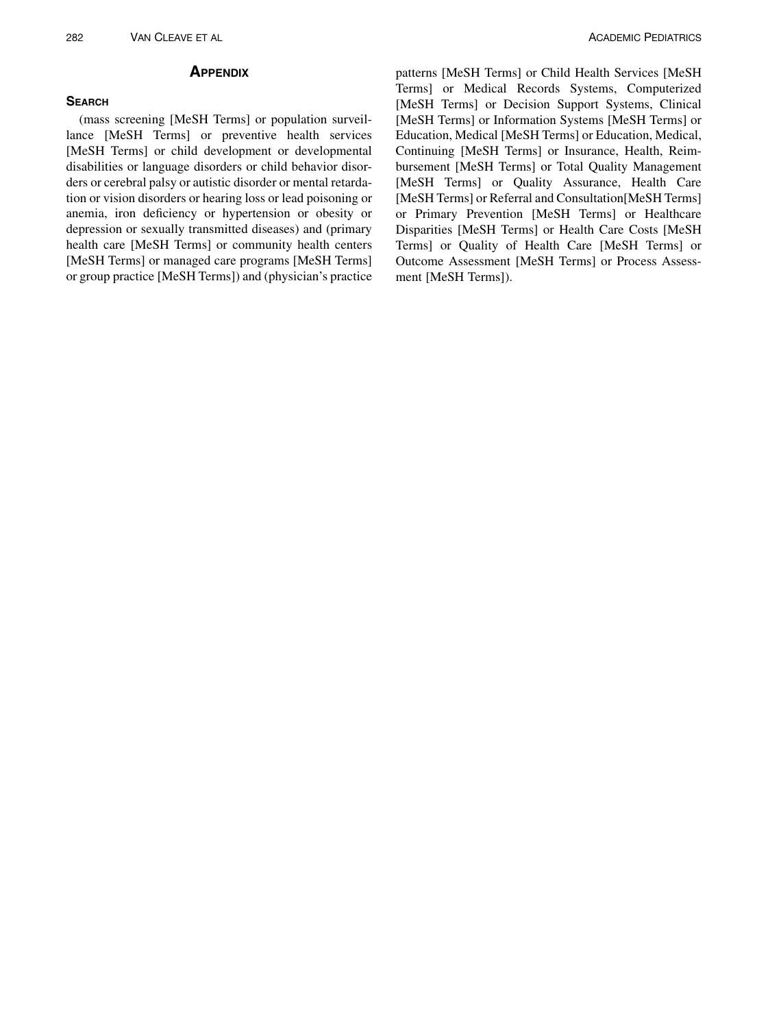## Appendix

### Search

(mass screening [MeSH Terms] or population surveillance [MeSH Terms] or preventive health services [MeSH Terms] or child development or developmental disabilities or language disorders or child behavior disorders or cerebral palsy or autistic disorder or mental retardation or vision disorders or hearing loss or lead poisoning or anemia, iron deficiency or hypertension or obesity or depression or sexually transmitted diseases) and (primary health care [MeSH Terms] or community health centers [MeSH Terms] or managed care programs [MeSH Terms] or group practice [MeSH Terms]) and (physician's practice patterns [MeSH Terms] or Child Health Services [MeSH Terms] or Medical Records Systems, Computerized [MeSH Terms] or Decision Support Systems, Clinical [MeSH Terms] or Information Systems [MeSH Terms] or Education, Medical [MeSH Terms] or Education, Medical, Continuing [MeSH Terms] or Insurance, Health, Reimbursement [MeSH Terms] or Total Quality Management [MeSH Terms] or Quality Assurance, Health Care [MeSH Terms] or Referral and Consultation[MeSH Terms] or Primary Prevention [MeSH Terms] or Healthcare Disparities [MeSH Terms] or Health Care Costs [MeSH Terms] or Quality of Health Care [MeSH Terms] or Outcome Assessment [MeSH Terms] or Process Assessment [MeSH Terms]).